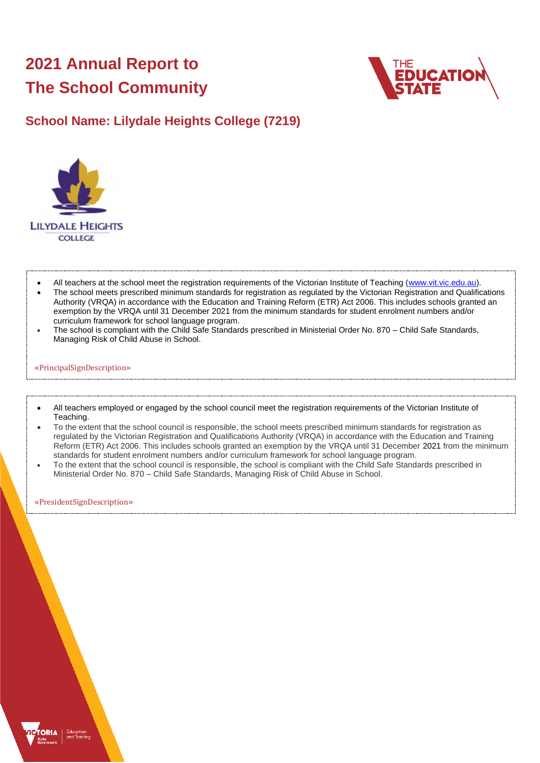# 2021 Annual Report to The School Community

## School Name: Lilydale Heights College (7219)

- All teachers at the school meet the registration requirements of the Victorian Institute of Teaching (www.vit.vic.edu.au).
- The school meets prescribed minimum standards for registration as regulated by the Victorian Registration and Qualifications Authority (VRQA) in accordance with the Education and Training Reform (ETR) Act 2006. This includes schools granted an exemption by the VRQA until 31 December 2021 from the minimum standards for student enrolment numbers and/or curriculum framework for school language program.
- The school is compliant with the Child Safe Standards prescribed in Ministerial Order No. 870 – Child Safe Standards, Managing Risk of Child Abuse in School.

«PrincipalSignDescription»

- All teachers employed or engaged by the school council meet the registration requirements of the Victorian Institute of Teaching.
- To the extent that the school council is responsible, the school meets prescribed minimum standards for registration as regulated by the Victorian Registration and Qualifications Authority (VRQA) in accordance with the Education and Training Reform (ETR) Act 2006. This includes schools granted an exemption by the VRQA until 31 December 2021 from the minimum standards for student enrolment numbers and/or curriculum framework for school language program.
- To the extent that the school council is responsible, the school is compliant with the Child Safe Standards prescribed in Ministerial Order No. 870 – Child Safe Standards, Managing Risk of Child Abuse in School.

«PresidentSignDescription»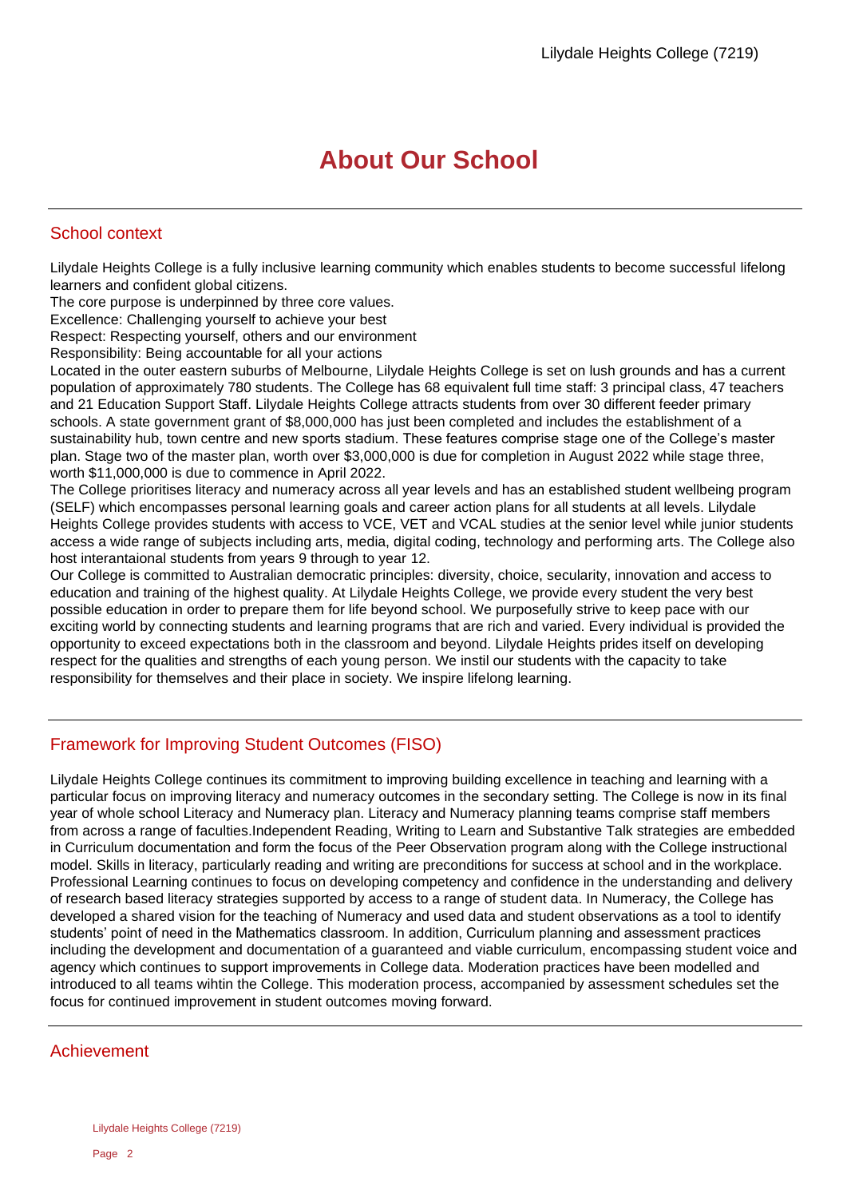# About Our School

## School context

Lilydale Heights College is a fully inclusive learning community which enables students to become successful lifelong learners and confident global citizens.

The core purpose is underpinned by three core values.

Excellence: Challenging yourself to achieve your best

Respect: Respecting yourself, others and our environment

Responsibility: Being accountable for all your actions

Located in the outer eastern suburbs of Melbourne, Lilydale Heights College is set on lush grounds and has a current population of approximately 780 students. The College has 68 equivalent full time staff: 3 principal class, 47 teachers and 21 Education Support Staff. Lilydale Heights College attracts students from over 30 different feeder primary schools. A state government grant of $8,000,000 has just been completed and includes the establishment of a sustainability hub, town centre and new sports stadium. These features comprise stage one of the College's master plan. Stage two of the master plan, worth over $3,000,000 is due for completion in August 2022 while stage three, worth $11,000,000 is due to commence in April 2022.

The College prioritises literacy and numeracy across all year levels and has an established student wellbeing program (SELF) which encompasses personal learning goals and career action plans for all students at all levels. Lilydale Heights College provides students with access to VCE, VET and VCAL studies at the senior level while junior students access a wide range of subjects including arts, media, digital coding, technology and performing arts. The College also host interantaional students from years 9 through to year 12.

Our College is committed to Australian democratic principles: diversity, choice, secularity, innovation and access to education and training of the highest quality. At Lilydale Heights College, we provide every student the very best possible education in order to prepare them for life beyond school. We purposefully strive to keep pace with our exciting world by connecting students and learning programs that are rich and varied. Every individual is provided the opportunity to exceed expectations both in the classroom and beyond. Lilydale Heights prides itself on developing respect for the qualities and strengths of each young person. We instil our students with the capacity to take responsibility for themselves and their place in society. We inspire lifelong learning.

## Framework for Improving Student Outcomes (FISO)

Lilydale Heights College continues its commitment to improving building excellence in teaching and learning with a particular focus on improving literacy and numeracy outcomes in the secondary setting. The College is now in its final year of whole school Literacy and Numeracy plan. Literacy and Numeracy planning teams comprise staff members from across a range of faculties.Independent Reading, Writing to Learn and Substantive Talk strategies are embedded in Curriculum documentation and form the focus of the Peer Observation program along with the College instructional model. Skills in literacy, particularly reading and writing are preconditions for success at school and in the workplace. Professional Learning continues to focus on developing competency and confidence in the understanding and delivery of research based literacy strategies supported by access to a range of student data. In Numeracy, the College has developed a shared vision for the teaching of Numeracy and used data and student observations as a tool to identify students' point of need in the Mathematics classroom. In addition, Curriculum planning and assessment practices including the development and documentation of a guaranteed and viable curriculum, encompassing student voice and agency which continues to support improvements in College data. Moderation practices have been modelled and introduced to all teams wihtin the College. This moderation process, accompanied by assessment schedules set the focus for continued improvement in student outcomes moving forward.

## Achievement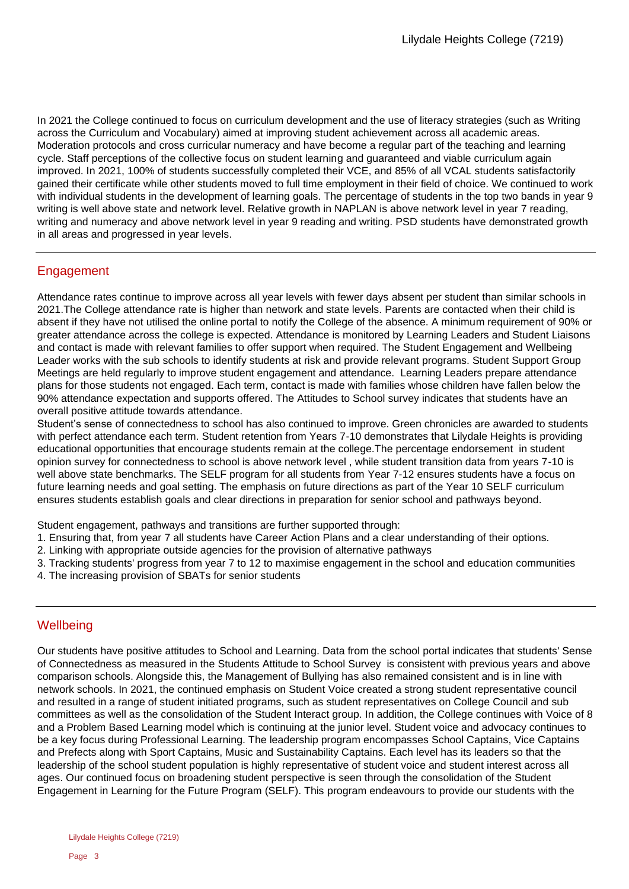In 2021 the College continued to focus on curriculum development and the use of literacy strategies (such as Writing across the Curriculum and Vocabulary) aimed at improving student achievement across all academic areas. Moderation protocols and cross curricular numeracy and have become a regular part of the teaching and learning cycle. Staff perceptions of the collective focus on student learning and guaranteed and viable curriculum again improved. In 2021, 100% of students successfully completed their VCE, and 85% of all VCAL students satisfactorily gained their certificate while other students moved to full time employment in their field of choice. We continued to work with individual students in the development of learning goals. The percentage of students in the top two bands in year 9 writing is well above state and network level. Relative growth in NAPLAN is above network level in year 7 reading, writing and numeracy and above network level in year 9 reading and writing. PSD students have demonstrated growth in all areas and progressed in year levels.

## Engagement

Attendance rates continue to improve across all year levels with fewer days absent per student than similar schools in 2021.The College attendance rate is higher than network and state levels. Parents are contacted when their child is absent if they have not utilised the online portal to notify the College of the absence. A minimum requirement of 90% or greater attendance across the college is expected. Attendance is monitored by Learning Leaders and Student Liaisons and contact is made with relevant families to offer support when required. The Student Engagement and Wellbeing Leader works with the sub schools to identify students at risk and provide relevant programs. Student Support Group Meetings are held regularly to improve student engagement and attendance. Learning Leaders prepare attendance plans for those students not engaged. Each term, contact is made with families whose children have fallen below the 90% attendance expectation and supports offered. The Attitudes to School survey indicates that students have an overall positive attitude towards attendance.

Student's sense of connectedness to school has also continued to improve. Green chronicles are awarded to students with perfect attendance each term. Student retention from Years 7-10 demonstrates that Lilydale Heights is providing educational opportunities that encourage students remain at the college.The percentage endorsement in student opinion survey for connectedness to school is above network level , while student transition data from years 7-10 is well above state benchmarks. The SELF program for all students from Year 7-12 ensures students have a focus on future learning needs and goal setting. The emphasis on future directions as part of the Year 10 SELF curriculum ensures students establish goals and clear directions in preparation for senior school and pathways beyond.

Student engagement, pathways and transitions are further supported through:

1. Ensuring that, from year 7 all students have Career Action Plans and a clear understanding of their options.
2. Linking with appropriate outside agencies for the provision of alternative pathways
3. Tracking students' progress from year 7 to 12 to maximise engagement in the school and education communities
4. The increasing provision of SBATs for senior students

## Wellbeing

Our students have positive attitudes to School and Learning. Data from the school portal indicates that students' Sense of Connectedness as measured in the Students Attitude to School Survey is consistent with previous years and above comparison schools. Alongside this, the Management of Bullying has also remained consistent and is in line with network schools. In 2021, the continued emphasis on Student Voice created a strong student representative council and resulted in a range of student initiated programs, such as student representatives on College Council and sub committees as well as the consolidation of the Student Interact group. In addition, the College continues with Voice of 8 and a Problem Based Learning model which is continuing at the junior level. Student voice and advocacy continues to be a key focus during Professional Learning. The leadership program encompasses School Captains, Vice Captains and Prefects along with Sport Captains, Music and Sustainability Captains. Each level has its leaders so that the leadership of the school student population is highly representative of student voice and student interest across all ages. Our continued focus on broadening student perspective is seen through the consolidation of the Student Engagement in Learning for the Future Program (SELF). This program endeavours to provide our students with the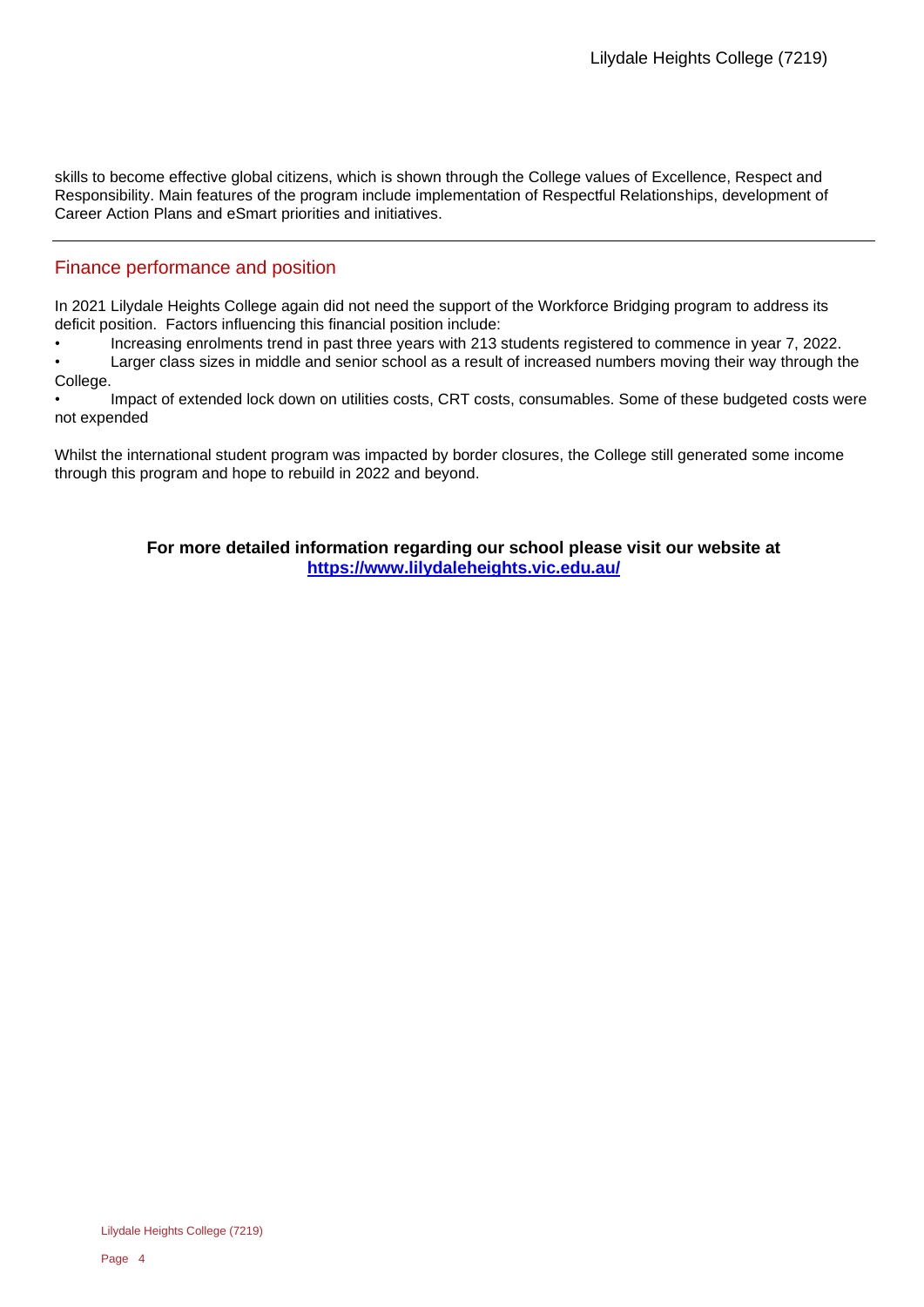skills to become effective global citizens, which is shown through the College values of Excellence, Respect and Responsibility. Main features of the program include implementation of Respectful Relationships, development of Career Action Plans and eSmart priorities and initiatives.

---

## Finance performance and position

In 2021 Lilydale Heights College again did not need the support of the Workforce Bridging program to address its deficit position. Factors influencing this financial position include:

- Increasing enrolments trend in past three years with 213 students registered to commence in year 7, 2022.
- Larger class sizes in middle and senior school as a result of increased numbers moving their way through the College.
- Impact of extended lock down on utilities costs, CRT costs, consumables. Some of these budgeted costs were not expended

Whilst the international student program was impacted by border closures, the College still generated some income through this program and hope to rebuild in 2022 and beyond.

**For more detailed information regarding our school please visit our website at**
**[https://www.lilydaleheights.vic.edu.au/](https://www.lilydaleheights.vic.edu.au/)**